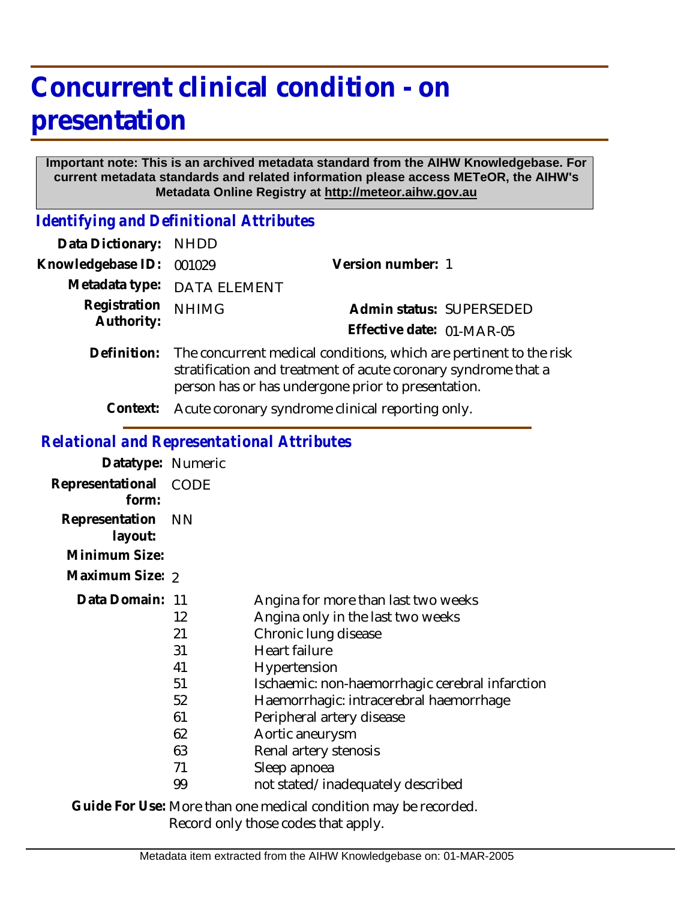# Concurrent clinical condition - on presentation

**Important note: This is an archived metadata standard from the AIHW Knowledgebase. For current metadata standards and related information please access METeOR, the AIHW's Metadata Online Registry at http://meteor.aihw.gov.au**

## *Identifying and Definitional Attributes*

**Data Dictionary:** NHDD

**Knowledgebase ID:** 001029

**Version number:** 1

**Metadata type:** DATA ELEMENT

**Registration Authority:** NHIMG

**Admin status:** SUPERSEDED

**Effective date:** 01-MAR-05

**Definition:** The concurrent medical conditions, which are pertinent to the risk stratification and treatment of acute coronary syndrome that a person has or has undergone prior to presentation.

**Context:** Acute coronary syndrome clinical reporting only.

## *Relational and Representational Attributes*

**Datatype:** Numeric

**Representational form:** CODE

**Representation layout:** NN

**Minimum Size:**

**Maximum Size:** 2

**Data Domain:**

| Code | Description |
|---|---|
| 11 | Angina for more than last two weeks |
| 12 | Angina only in the last two weeks |
| 21 | Chronic lung disease |
| 31 | Heart failure |
| 41 | Hypertension |
| 51 | Ischaemic: non-haemorrhagic cerebral infarction |
| 52 | Haemorrhagic: intracerebral haemorrhage |
| 61 | Peripheral artery disease |
| 62 | Aortic aneurysm |
| 63 | Renal artery stenosis |
| 71 | Sleep apnoea |
| 99 | not stated/inadequately described |

**Guide For Use:** More than one medical condition may be recorded.
Record only those codes that apply.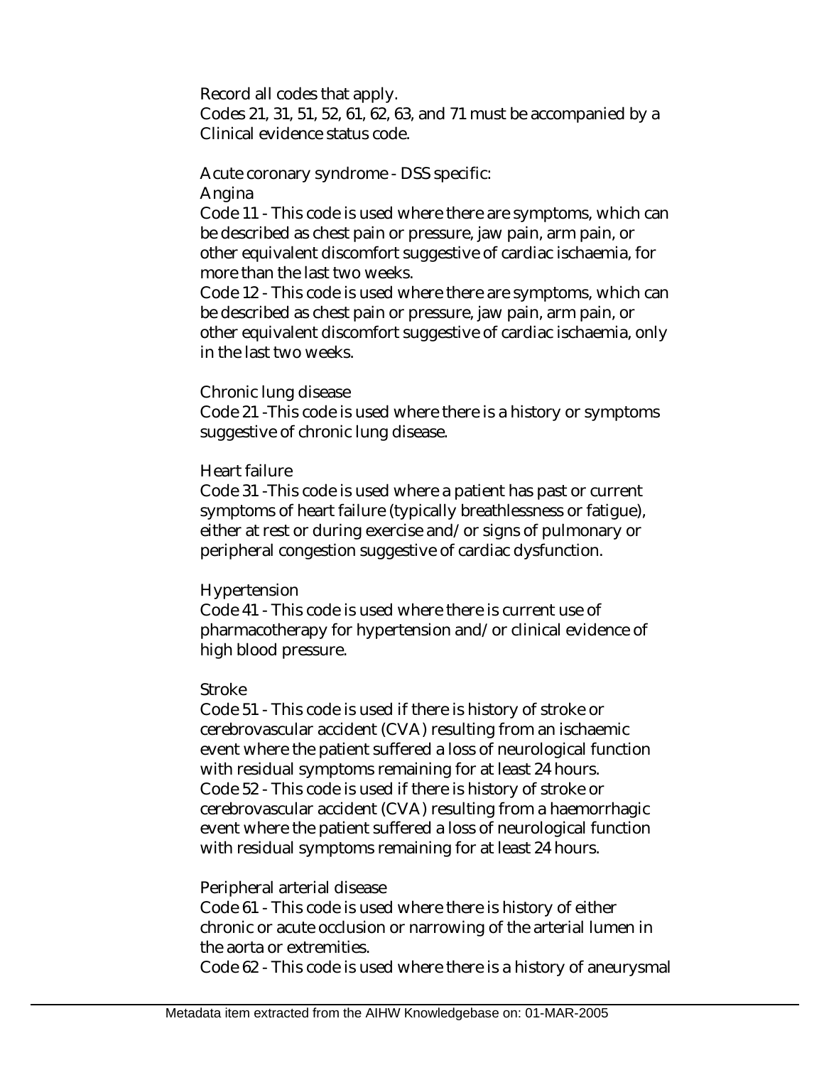Record all codes that apply.
Codes 21, 31, 51, 52, 61, 62, 63, and 71 must be accompanied by a Clinical evidence status code.

Acute coronary syndrome - DSS specific:
Angina
Code 11 - This code is used where there are symptoms, which can be described as chest pain or pressure, jaw pain, arm pain, or other equivalent discomfort suggestive of cardiac ischaemia, for more than the last two weeks.
Code 12 - This code is used where there are symptoms, which can be described as chest pain or pressure, jaw pain, arm pain, or other equivalent discomfort suggestive of cardiac ischaemia, only in the last two weeks.

Chronic lung disease
Code 21 -This code is used where there is a history or symptoms suggestive of chronic lung disease.

Heart failure
Code 31 -This code is used where a patient has past or current symptoms of heart failure (typically breathlessness or fatigue), either at rest or during exercise and/or signs of pulmonary or peripheral congestion suggestive of cardiac dysfunction.

Hypertension
Code 41 - This code is used where there is current use of pharmacotherapy for hypertension and/or clinical evidence of high blood pressure.

Stroke
Code 51 - This code is used if there is history of stroke or cerebrovascular accident (CVA) resulting from an ischaemic event where the patient suffered a loss of neurological function with residual symptoms remaining for at least 24 hours.
Code 52 - This code is used if there is history of stroke or cerebrovascular accident (CVA) resulting from a haemorrhagic event where the patient suffered a loss of neurological function with residual symptoms remaining for at least 24 hours.

Peripheral arterial disease
Code 61 - This code is used where there is history of either chronic or acute occlusion or narrowing of the arterial lumen in the aorta or extremities.
Code 62 - This code is used where there is a history of aneurysmal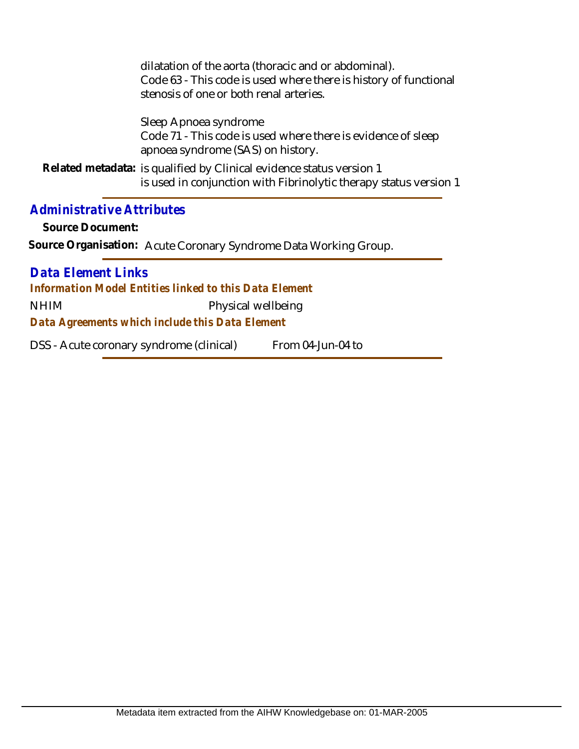dilatation of the aorta (thoracic and or abdominal).
Code 63 - This code is used where there is history of functional stenosis of one or both renal arteries.

Sleep Apnoea syndrome
Code 71 - This code is used where there is evidence of sleep apnoea syndrome (SAS) on history.

**Related metadata:** is qualified by Clinical evidence status version 1
is used in conjunction with Fibrinolytic therapy status version 1

## Administrative Attributes

**Source Document:**

**Source Organisation:** Acute Coronary Syndrome Data Working Group.

## Data Element Links

### Information Model Entities linked to this Data Element

| | |
|---|---|
| NHIM | Physical wellbeing |

### Data Agreements which include this Data Element

| | |
|---|---|
| DSS - Acute coronary syndrome (clinical) | From 04-Jun-04 to |

Metadata item extracted from the AIHW Knowledgebase on: 01-MAR-2005